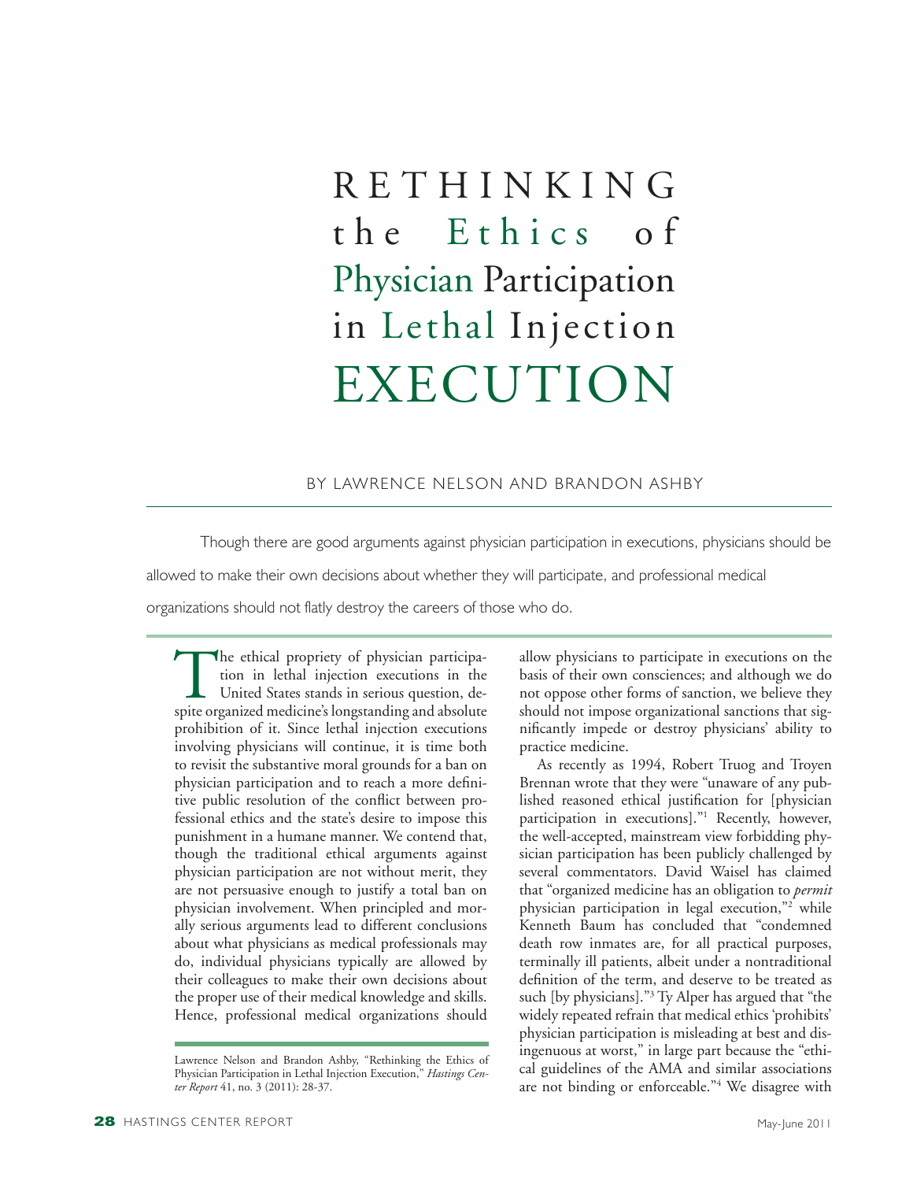# RETHINKING the Ethics of Physician Participation in Lethal Injection EXECUTION

BY LAWRENCE NELSON AND BRANDON ASHBY

Though there are good arguments against physician participation in executions, physicians should be allowed to make their own decisions about whether they will participate, and professional medical organizations should not flatly destroy the careers of those who do.

The ethical propriety of physician participation in lethal injection executions in the United States stands in serious question, despite organized medicine's longstanding and absolute prohibition of it. Since lethal injection executions involving physicians will continue, it is time both to revisit the substantive moral grounds for a ban on physician participation and to reach a more definitive public resolution of the conflict between professional ethics and the state's desire to impose this punishment in a humane manner. We contend that, though the traditional ethical arguments against physician participation are not without merit, they are not persuasive enough to justify a total ban on physician involvement. When principled and morally serious arguments lead to different conclusions about what physicians as medical professionals may do, individual physicians typically are allowed by their colleagues to make their own decisions about the proper use of their medical knowledge and skills. Hence, professional medical organizations should allow physicians to participate in executions on the basis of their own consciences; and although we do not oppose other forms of sanction, we believe they should not impose organizational sanctions that significantly impede or destroy physicians' ability to practice medicine.

As recently as 1994, Robert Truog and Troyen Brennan wrote that they were "unaware of any published reasoned ethical justification for [physician participation in executions]."[1] Recently, however, the well-accepted, mainstream view forbidding physician participation has been publicly challenged by several commentators. David Waisel has claimed that "organized medicine has an obligation to *permit* physician participation in legal execution,"[2] while Kenneth Baum has concluded that "condemned death row inmates are, for all practical purposes, terminally ill patients, albeit under a nontraditional definition of the term, and deserve to be treated as such [by physicians]."[3] Ty Alper has argued that "the widely repeated refrain that medical ethics 'prohibits' physician participation is misleading at best and disingenuous at worst," in large part because the "ethical guidelines of the AMA and similar associations are not binding or enforceable."[4] We disagree with

Lawrence Nelson and Brandon Ashby, "Rethinking the Ethics of Physician Participation in Lethal Injection Execution," *Hastings Center Report* 41, no. 3 (2011): 28-37.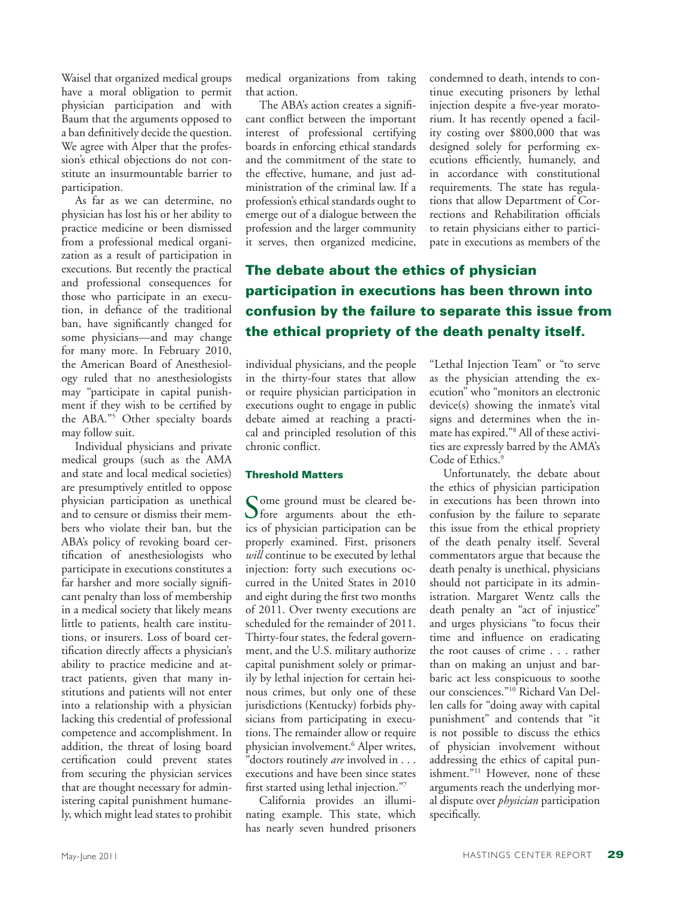Waisel that organized medical groups have a moral obligation to permit physician participation and with Baum that the arguments opposed to a ban definitively decide the question. We agree with Alper that the profession's ethical objections do not constitute an insurmountable barrier to participation.

As far as we can determine, no physician has lost his or her ability to practice medicine or been dismissed from a professional medical organization as a result of participation in executions. But recently the practical and professional consequences for those who participate in an execution, in defiance of the traditional ban, have significantly changed for some physicians—and may change for many more. In February 2010, the American Board of Anesthesiology ruled that no anesthesiologists may "participate in capital punishment if they wish to be certified by the ABA."[5] Other specialty boards may follow suit.

Individual physicians and private medical groups (such as the AMA and state and local medical societies) are presumptively entitled to oppose physician participation as unethical and to censure or dismiss their members who violate their ban, but the ABA's policy of revoking board certification of anesthesiologists who participate in executions constitutes a far harsher and more socially significant penalty than loss of membership in a medical society that likely means little to patients, health care institutions, or insurers. Loss of board certification directly affects a physician's ability to practice medicine and attract patients, given that many institutions and patients will not enter into a relationship with a physician lacking this credential of professional competence and accomplishment. In addition, the threat of losing board certification could prevent states from securing the physician services that are thought necessary for administering capital punishment humanely, which might lead states to prohibit medical organizations from taking that action.

The ABA's action creates a significant conflict between the important interest of professional certifying boards in enforcing ethical standards and the commitment of the state to the effective, humane, and just administration of the criminal law. If a profession's ethical standards ought to emerge out of a dialogue between the profession and the larger community it serves, then organized medicine, individual physicians, and the people in the thirty-four states that allow or require physician participation in executions ought to engage in public debate aimed at reaching a practical and principled resolution of this chronic conflict.

## Threshold Matters

Some ground must be cleared before arguments about the ethics of physician participation can be properly examined. First, prisoners *will* continue to be executed by lethal injection: forty such executions occurred in the United States in 2010 and eight during the first two months of 2011. Over twenty executions are scheduled for the remainder of 2011. Thirty-four states, the federal government, and the U.S. military authorize capital punishment solely or primarily by lethal injection for certain heinous crimes, but only one of these jurisdictions (Kentucky) forbids physicians from participating in executions. The remainder allow or require physician involvement.[6] Alper writes, "doctors routinely *are* involved in . . . executions and have been since states first started using lethal injection."[7]

California provides an illuminating example. This state, which has nearly seven hundred prisoners condemned to death, intends to continue executing prisoners by lethal injection despite a five-year moratorium. It has recently opened a facility costing over $800,000 that was designed solely for performing executions efficiently, humanely, and in accordance with constitutional requirements. The state has regulations that allow Department of Corrections and Rehabilitation officials to retain physicians either to participate in executions as members of the "Lethal Injection Team" or "to serve as the physician attending the execution" who "monitors an electronic device(s) showing the inmate's vital signs and determines when the inmate has expired."[8] All of these activities are expressly barred by the AMA's Code of Ethics.[9]

**The debate about the ethics of physician participation in executions has been thrown into confusion by the failure to separate this issue from the ethical propriety of the death penalty itself.**

Unfortunately, the debate about the ethics of physician participation in executions has been thrown into confusion by the failure to separate this issue from the ethical propriety of the death penalty itself. Several commentators argue that because the death penalty is unethical, physicians should not participate in its administration. Margaret Wentz calls the death penalty an "act of injustice" and urges physicians "to focus their time and influence on eradicating the root causes of crime . . . rather than on making an unjust and barbaric act less conspicuous to soothe our consciences."[10] Richard Van Dellen calls for "doing away with capital punishment" and contends that "it is not possible to discuss the ethics of physician involvement without addressing the ethics of capital punishment."[11] However, none of these arguments reach the underlying moral dispute over *physician* participation specifically.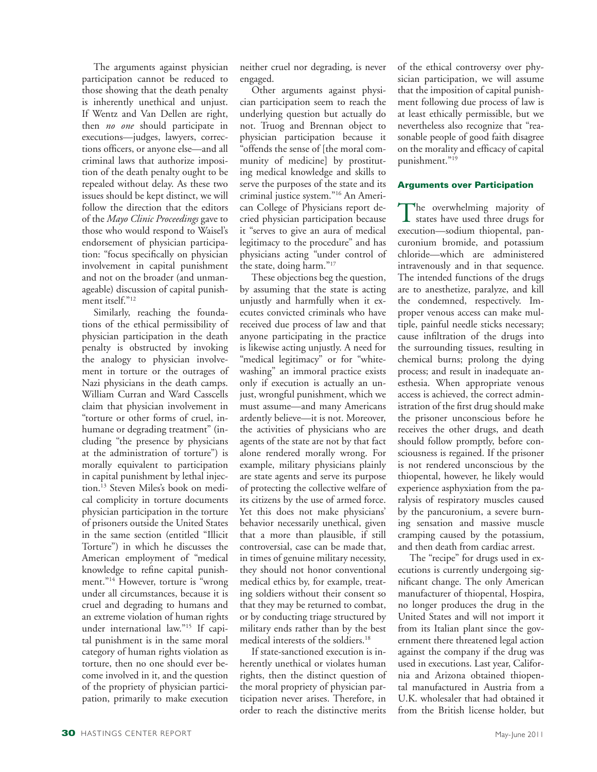The arguments against physician participation cannot be reduced to those showing that the death penalty is inherently unethical and unjust. If Wentz and Van Dellen are right, then *no one* should participate in executions—judges, lawyers, corrections officers, or anyone else—and all criminal laws that authorize imposition of the death penalty ought to be repealed without delay. As these two issues should be kept distinct, we will follow the direction that the editors of the *Mayo Clinic Proceedings* gave to those who would respond to Waisel's endorsement of physician participation: "focus specifically on physician involvement in capital punishment and not on the broader (and unmanageable) discussion of capital punishment itself."[12]

Similarly, reaching the foundations of the ethical permissibility of physician participation in the death penalty is obstructed by invoking the analogy to physician involvement in torture or the outrages of Nazi physicians in the death camps. William Curran and Ward Casscells claim that physician involvement in "torture or other forms of cruel, inhumane or degrading treatment" (including "the presence by physicians at the administration of torture") is morally equivalent to participation in capital punishment by lethal injection.[13] Steven Miles's book on medical complicity in torture documents physician participation in the torture of prisoners outside the United States in the same section (entitled "Illicit Torture") in which he discusses the American employment of "medical knowledge to refine capital punishment."[14] However, torture is "wrong under all circumstances, because it is cruel and degrading to humans and an extreme violation of human rights under international law."[15] If capital punishment is in the same moral category of human rights violation as torture, then no one should ever become involved in it, and the question of the propriety of physician participation, primarily to make execution neither cruel nor degrading, is never engaged.

Other arguments against physician participation seem to reach the underlying question but actually do not. Truog and Brennan object to physician participation because it "offends the sense of [the moral community of medicine] by prostituting medical knowledge and skills to serve the purposes of the state and its criminal justice system."[16] An American College of Physicians report decried physician participation because it "serves to give an aura of medical legitimacy to the procedure" and has physicians acting "under control of the state, doing harm."[17]

These objections beg the question, by assuming that the state is acting unjustly and harmfully when it executes convicted criminals who have received due process of law and that anyone participating in the practice is likewise acting unjustly. A need for "medical legitimacy" or for "whitewashing" an immoral practice exists only if execution is actually an unjust, wrongful punishment, which we must assume—and many Americans ardently believe—it is not. Moreover, the activities of physicians who are agents of the state are not by that fact alone rendered morally wrong. For example, military physicians plainly are state agents and serve its purpose of protecting the collective welfare of its citizens by the use of armed force. Yet this does not make physicians' behavior necessarily unethical, given that a more than plausible, if still controversial, case can be made that, in times of genuine military necessity, they should not honor conventional medical ethics by, for example, treating soldiers without their consent so that they may be returned to combat, or by conducting triage structured by military ends rather than by the best medical interests of the soldiers.[18]

If state-sanctioned execution is inherently unethical or violates human rights, then the distinct question of the moral propriety of physician participation never arises. Therefore, in order to reach the distinctive merits of the ethical controversy over physician participation, we will assume that the imposition of capital punishment following due process of law is at least ethically permissible, but we nevertheless also recognize that "reasonable people of good faith disagree on the morality and efficacy of capital punishment."[19]

## Arguments over Participation

The overwhelming majority of states have used three drugs for execution—sodium thiopental, pancuronium bromide, and potassium chloride—which are administered intravenously and in that sequence. The intended functions of the drugs are to anesthetize, paralyze, and kill the condemned, respectively. Improper venous access can make multiple, painful needle sticks necessary; cause infiltration of the drugs into the surrounding tissues, resulting in chemical burns; prolong the dying process; and result in inadequate anesthesia. When appropriate venous access is achieved, the correct administration of the first drug should make the prisoner unconscious before he receives the other drugs, and death should follow promptly, before consciousness is regained. If the prisoner is not rendered unconscious by the thiopental, however, he likely would experience asphyxiation from the paralysis of respiratory muscles caused by the pancuronium, a severe burning sensation and massive muscle cramping caused by the potassium, and then death from cardiac arrest.

The "recipe" for drugs used in executions is currently undergoing significant change. The only American manufacturer of thiopental, Hospira, no longer produces the drug in the United States and will not import it from its Italian plant since the government there threatened legal action against the company if the drug was used in executions. Last year, California and Arizona obtained thiopental manufactured in Austria from a U.K. wholesaler that had obtained it from the British license holder, but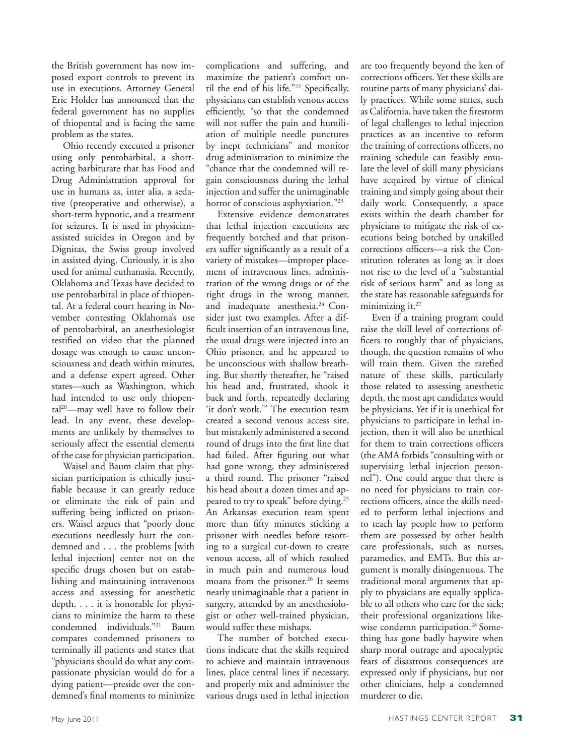the British government has now imposed export controls to prevent its use in executions. Attorney General Eric Holder has announced that the federal government has no supplies of thiopental and is facing the same problem as the states.

Ohio recently executed a prisoner using only pentobarbital, a short-acting barbiturate that has Food and Drug Administration approval for use in humans as, inter alia, a sedative (preoperative and otherwise), a short-term hypnotic, and a treatment for seizures. It is used in physician-assisted suicides in Oregon and by Dignitas, the Swiss group involved in assisted dying. Curiously, it is also used for animal euthanasia. Recently, Oklahoma and Texas have decided to use pentobarbital in place of thiopental. At a federal court hearing in November contesting Oklahoma's use of pentobarbital, an anesthesiologist testified on video that the planned dosage was enough to cause unconsciousness and death within minutes, and a defense expert agreed. Other states—such as Washington, which had intended to use only thiopental[20]—may well have to follow their lead. In any event, these developments are unlikely by themselves to seriously affect the essential elements of the case for physician participation.

Waisel and Baum claim that physician participation is ethically justifiable because it can greatly reduce or eliminate the risk of pain and suffering being inflicted on prisoners. Waisel argues that "poorly done executions needlessly hurt the condemned and . . . the problems [with lethal injection] center not on the specific drugs chosen but on establishing and maintaining intravenous access and assessing for anesthetic depth. . . . it is honorable for physicians to minimize the harm to these condemned individuals."[21] Baum compares condemned prisoners to terminally ill patients and states that "physicians should do what any compassionate physician would do for a dying patient—preside over the condemned's final moments to minimize complications and suffering, and maximize the patient's comfort until the end of his life."[22] Specifically, physicians can establish venous access efficiently, "so that the condemned will not suffer the pain and humiliation of multiple needle punctures by inept technicians" and monitor drug administration to minimize the "chance that the condemned will regain consciousness during the lethal injection and suffer the unimaginable horror of conscious asphyxiation."[23]

Extensive evidence demonstrates that lethal injection executions are frequently botched and that prisoners suffer significantly as a result of a variety of mistakes—improper placement of intravenous lines, administration of the wrong drugs or of the right drugs in the wrong manner, and inadequate anesthesia.[24] Consider just two examples. After a difficult insertion of an intravenous line, the usual drugs were injected into an Ohio prisoner, and he appeared to be unconscious with shallow breathing. But shortly thereafter, he "raised his head and, frustrated, shook it back and forth, repeatedly declaring 'it don't work.'" The execution team created a second venous access site, but mistakenly administered a second round of drugs into the first line that had failed. After figuring out what had gone wrong, they administered a third round. The prisoner "raised his head about a dozen times and appeared to try to speak" before dying.[25] An Arkansas execution team spent more than fifty minutes sticking a prisoner with needles before resorting to a surgical cut-down to create venous access, all of which resulted in much pain and numerous loud moans from the prisoner.[26] It seems nearly unimaginable that a patient in surgery, attended by an anesthesiologist or other well-trained physician, would suffer these mishaps.

The number of botched executions indicate that the skills required to achieve and maintain intravenous lines, place central lines if necessary, and properly mix and administer the various drugs used in lethal injection are too frequently beyond the ken of corrections officers. Yet these skills are routine parts of many physicians' daily practices. While some states, such as California, have taken the firestorm of legal challenges to lethal injection practices as an incentive to reform the training of corrections officers, no training schedule can feasibly emulate the level of skill many physicians have acquired by virtue of clinical training and simply going about their daily work. Consequently, a space exists within the death chamber for physicians to mitigate the risk of executions being botched by unskilled corrections officers—a risk the Constitution tolerates as long as it does not rise to the level of a "substantial risk of serious harm" and as long as the state has reasonable safeguards for minimizing it.[27]

Even if a training program could raise the skill level of corrections officers to roughly that of physicians, though, the question remains of who will train them. Given the rarefied nature of these skills, particularly those related to assessing anesthetic depth, the most apt candidates would be physicians. Yet if it is unethical for physicians to participate in lethal injection, then it will also be unethical for them to train corrections officers (the AMA forbids "consulting with or supervising lethal injection personnel"). One could argue that there is no need for physicians to train corrections officers, since the skills needed to perform lethal injections and to teach lay people how to perform them are possessed by other health care professionals, such as nurses, paramedics, and EMTs. But this argument is morally disingenuous. The traditional moral arguments that apply to physicians are equally applicable to all others who care for the sick; their professional organizations likewise condemn participation.[28] Something has gone badly haywire when sharp moral outrage and apocalyptic fears of disastrous consequences are expressed only if physicians, but not other clinicians, help a condemned murderer to die.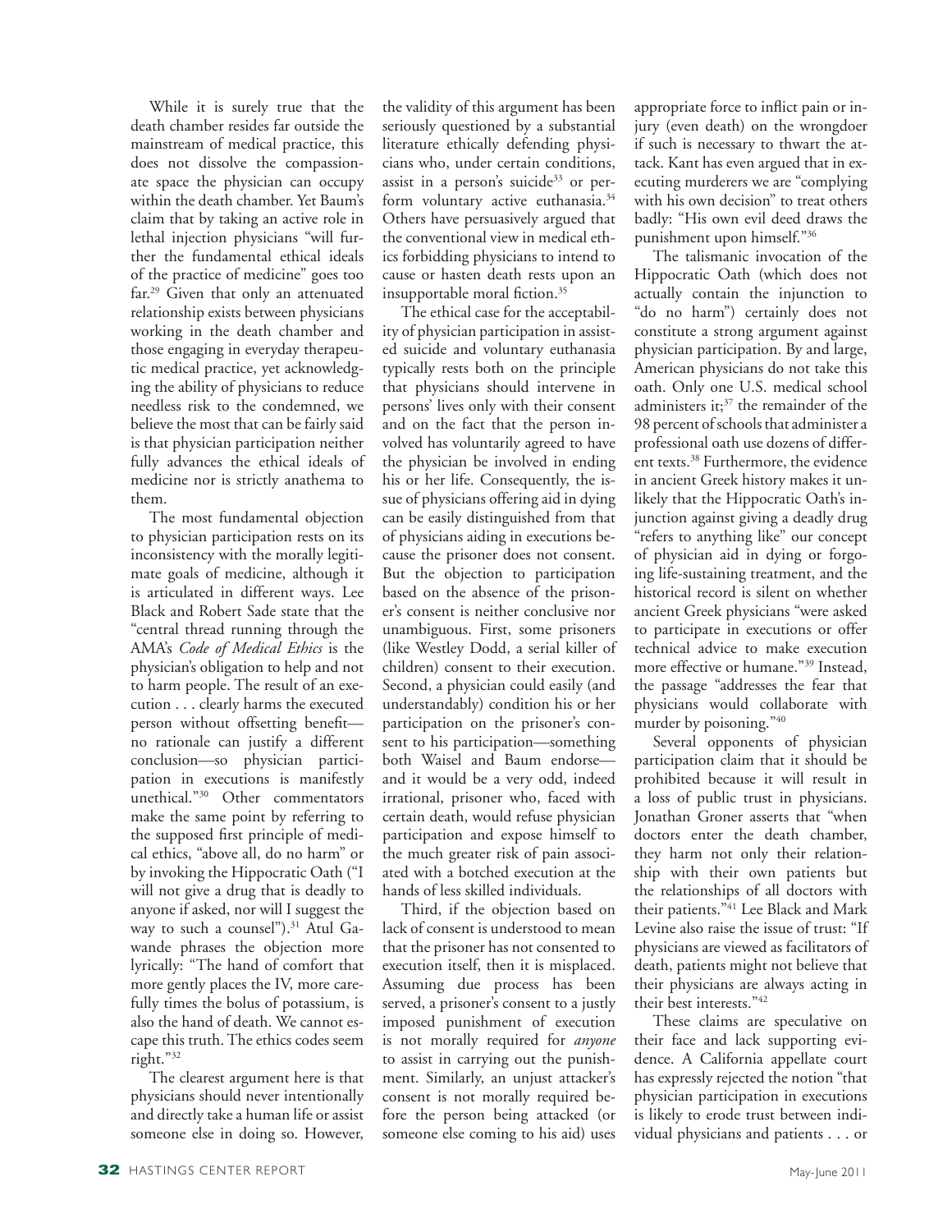While it is surely true that the death chamber resides far outside the mainstream of medical practice, this does not dissolve the compassionate space the physician can occupy within the death chamber. Yet Baum's claim that by taking an active role in lethal injection physicians "will further the fundamental ethical ideals of the practice of medicine" goes too far.[29] Given that only an attenuated relationship exists between physicians working in the death chamber and those engaging in everyday therapeutic medical practice, yet acknowledging the ability of physicians to reduce needless risk to the condemned, we believe the most that can be fairly said is that physician participation neither fully advances the ethical ideals of medicine nor is strictly anathema to them.

The most fundamental objection to physician participation rests on its inconsistency with the morally legitimate goals of medicine, although it is articulated in different ways. Lee Black and Robert Sade state that the "central thread running through the AMA's *Code of Medical Ethics* is the physician's obligation to help and not to harm people. The result of an execution . . . clearly harms the executed person without offsetting benefit—no rationale can justify a different conclusion—so physician participation in executions is manifestly unethical."[30] Other commentators make the same point by referring to the supposed first principle of medical ethics, "above all, do no harm" or by invoking the Hippocratic Oath ("I will not give a drug that is deadly to anyone if asked, nor will I suggest the way to such a counsel").[31] Atul Gawande phrases the objection more lyrically: "The hand of comfort that more gently places the IV, more carefully times the bolus of potassium, is also the hand of death. We cannot escape this truth. The ethics codes seem right."[32]

The clearest argument here is that physicians should never intentionally and directly take a human life or assist someone else in doing so. However, the validity of this argument has been seriously questioned by a substantial literature ethically defending physicians who, under certain conditions, assist in a person's suicide[33] or perform voluntary active euthanasia.[34] Others have persuasively argued that the conventional view in medical ethics forbidding physicians to intend to cause or hasten death rests upon an insupportable moral fiction.[35]

The ethical case for the acceptability of physician participation in assisted suicide and voluntary euthanasia typically rests both on the principle that physicians should intervene in persons' lives only with their consent and on the fact that the person involved has voluntarily agreed to have the physician be involved in ending his or her life. Consequently, the issue of physicians offering aid in dying can be easily distinguished from that of physicians aiding in executions because the prisoner does not consent. But the objection to participation based on the absence of the prisoner's consent is neither conclusive nor unambiguous. First, some prisoners (like Westley Dodd, a serial killer of children) consent to their execution. Second, a physician could easily (and understandably) condition his or her participation on the prisoner's consent to his participation—something both Waisel and Baum endorse—and it would be a very odd, indeed irrational, prisoner who, faced with certain death, would refuse physician participation and expose himself to the much greater risk of pain associated with a botched execution at the hands of less skilled individuals.

Third, if the objection based on lack of consent is understood to mean that the prisoner has not consented to execution itself, then it is misplaced. Assuming due process has been served, a prisoner's consent to a justly imposed punishment of execution is not morally required for *anyone* to assist in carrying out the punishment. Similarly, an unjust attacker's consent is not morally required before the person being attacked (or someone else coming to his aid) uses appropriate force to inflict pain or injury (even death) on the wrongdoer if such is necessary to thwart the attack. Kant has even argued that in executing murderers we are "complying with his own decision" to treat others badly: "His own evil deed draws the punishment upon himself."[36]

The talismanic invocation of the Hippocratic Oath (which does not actually contain the injunction to "do no harm") certainly does not constitute a strong argument against physician participation. By and large, American physicians do not take this oath. Only one U.S. medical school administers it;[37] the remainder of the 98 percent of schools that administer a professional oath use dozens of different texts.[38] Furthermore, the evidence in ancient Greek history makes it unlikely that the Hippocratic Oath's injunction against giving a deadly drug "refers to anything like" our concept of physician aid in dying or forgoing life-sustaining treatment, and the historical record is silent on whether ancient Greek physicians "were asked to participate in executions or offer technical advice to make execution more effective or humane."[39] Instead, the passage "addresses the fear that physicians would collaborate with murder by poisoning."[40]

Several opponents of physician participation claim that it should be prohibited because it will result in a loss of public trust in physicians. Jonathan Groner asserts that "when doctors enter the death chamber, they harm not only their relationship with their own patients but the relationships of all doctors with their patients."[41] Lee Black and Mark Levine also raise the issue of trust: "If physicians are viewed as facilitators of death, patients might not believe that their physicians are always acting in their best interests."[42]

These claims are speculative on their face and lack supporting evidence. A California appellate court has expressly rejected the notion "that physician participation in executions is likely to erode trust between individual physicians and patients . . . or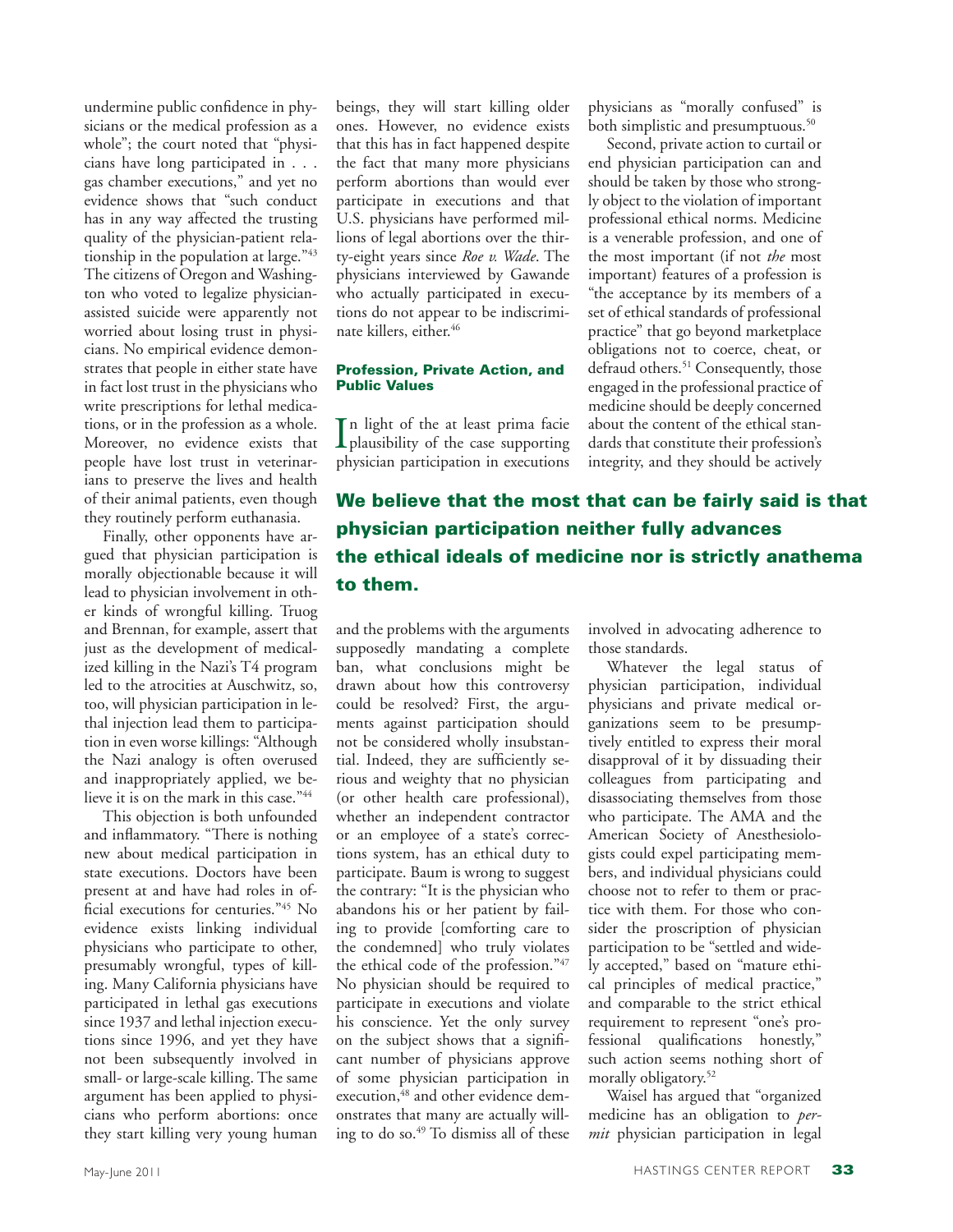undermine public confidence in physicians or the medical profession as a whole"; the court noted that "physicians have long participated in . . . gas chamber executions," and yet no evidence shows that "such conduct has in any way affected the trusting quality of the physician-patient relationship in the population at large."[43] The citizens of Oregon and Washington who voted to legalize physician-assisted suicide were apparently not worried about losing trust in physicians. No empirical evidence demonstrates that people in either state have in fact lost trust in the physicians who write prescriptions for lethal medications, or in the profession as a whole. Moreover, no evidence exists that people have lost trust in veterinarians to preserve the lives and health of their animal patients, even though they routinely perform euthanasia.

Finally, other opponents have argued that physician participation is morally objectionable because it will lead to physician involvement in other kinds of wrongful killing. Truog and Brennan, for example, assert that just as the development of medicalized killing in the Nazi's T4 program led to the atrocities at Auschwitz, so, too, will physician participation in lethal injection lead them to participation in even worse killings: "Although the Nazi analogy is often overused and inappropriately applied, we believe it is on the mark in this case."[44]

This objection is both unfounded and inflammatory. "There is nothing new about medical participation in state executions. Doctors have been present at and have had roles in official executions for centuries."[45] No evidence exists linking individual physicians who participate to other, presumably wrongful, types of killing. Many California physicians have participated in lethal gas executions since 1937 and lethal injection executions since 1996, and yet they have not been subsequently involved in small- or large-scale killing. The same argument has been applied to physicians who perform abortions: once they start killing very young human beings, they will start killing older ones. However, no evidence exists that this has in fact happened despite the fact that many more physicians perform abortions than would ever participate in executions and that U.S. physicians have performed millions of legal abortions over the thirty-eight years since *Roe v. Wade*. The physicians interviewed by Gawande who actually participated in executions do not appear to be indiscriminate killers, either.[46]

## Profession, Private Action, and Public Values

In light of the at least prima facie plausibility of the case supporting physician participation in executions and the problems with the arguments supposedly mandating a complete ban, what conclusions might be drawn about how this controversy could be resolved? First, the arguments against participation should not be considered wholly insubstantial. Indeed, they are sufficiently serious and weighty that no physician (or other health care professional), whether an independent contractor or an employee of a state's corrections system, has an ethical duty to participate. Baum is wrong to suggest the contrary: "It is the physician who abandons his or her patient by failing to provide [comforting care to the condemned] who truly violates the ethical code of the profession."[47] No physician should be required to participate in executions and violate his conscience. Yet the only survey on the subject shows that a significant number of physicians approve of some physician participation in execution,[48] and other evidence demonstrates that many are actually willing to do so.[49] To dismiss all of these physicians as "morally confused" is both simplistic and presumptuous.[50]

Second, private action to curtail or end physician participation can and should be taken by those who strongly object to the violation of important professional ethical norms. Medicine is a venerable profession, and one of the most important (if not *the* most important) features of a profession is "the acceptance by its members of a set of ethical standards of professional practice" that go beyond marketplace obligations not to coerce, cheat, or defraud others.[51] Consequently, those engaged in the professional practice of medicine should be deeply concerned about the content of the ethical standards that constitute their profession's integrity, and they should be actively involved in advocating adherence to those standards.

**We believe that the most that can be fairly said is that physician participation neither fully advances the ethical ideals of medicine nor is strictly anathema to them.**

Whatever the legal status of physician participation, individual physicians and private medical organizations seem to be presumptively entitled to express their moral disapproval of it by dissuading their colleagues from participating and disassociating themselves from those who participate. The AMA and the American Society of Anesthesiologists could expel participating members, and individual physicians could choose not to refer to them or practice with them. For those who consider the proscription of physician participation to be "settled and widely accepted," based on "mature ethical principles of medical practice," and comparable to the strict ethical requirement to represent "one's professional qualifications honestly," such action seems nothing short of morally obligatory.[52]

Waisel has argued that "organized medicine has an obligation to *permit* physician participation in legal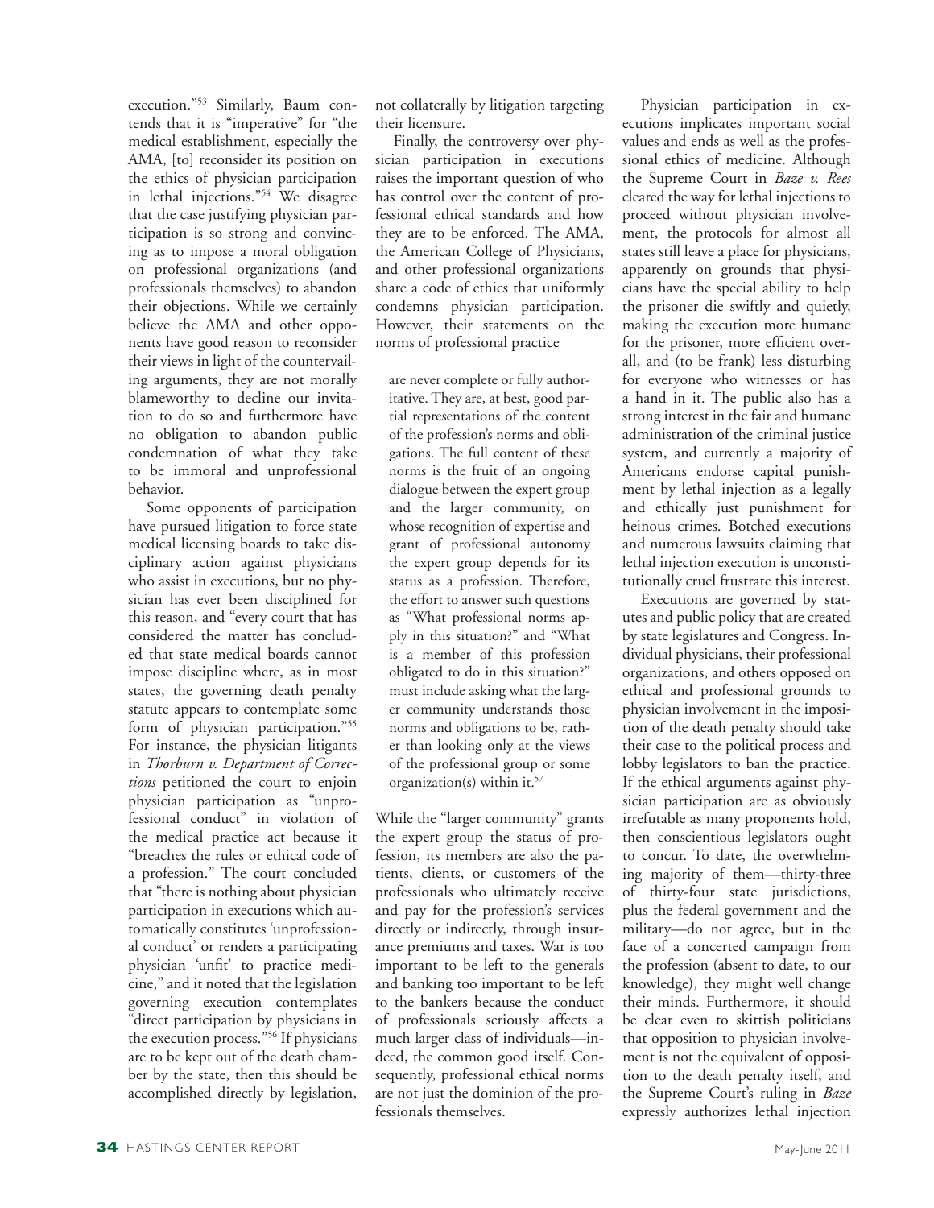execution."[53] Similarly, Baum contends that it is "imperative" for "the medical establishment, especially the AMA, [to] reconsider its position on the ethics of physician participation in lethal injections."[54] We disagree that the case justifying physician participation is so strong and convincing as to impose a moral obligation on professional organizations (and professionals themselves) to abandon their objections. While we certainly believe the AMA and other opponents have good reason to reconsider their views in light of the countervailing arguments, they are not morally blameworthy to decline our invitation to do so and furthermore have no obligation to abandon public condemnation of what they take to be immoral and unprofessional behavior.

Some opponents of participation have pursued litigation to force state medical licensing boards to take disciplinary action against physicians who assist in executions, but no physician has ever been disciplined for this reason, and "every court that has considered the matter has concluded that state medical boards cannot impose discipline where, as in most states, the governing death penalty statute appears to contemplate some form of physician participation."[55] For instance, the physician litigants in *Thorburn v. Department of Corrections* petitioned the court to enjoin physician participation as "unprofessional conduct" in violation of the medical practice act because it "breaches the rules or ethical code of a profession." The court concluded that "there is nothing about physician participation in executions which automatically constitutes 'unprofessional conduct' or renders a participating physician 'unfit' to practice medicine," and it noted that the legislation governing execution contemplates "direct participation by physicians in the execution process."[56] If physicians are to be kept out of the death chamber by the state, then this should be accomplished directly by legislation, not collaterally by litigation targeting their licensure.

Finally, the controversy over physician participation in executions raises the important question of who has control over the content of professional ethical standards and how they are to be enforced. The AMA, the American College of Physicians, and other professional organizations share a code of ethics that uniformly condemns physician participation. However, their statements on the norms of professional practice

> are never complete or fully authoritative. They are, at best, good partial representations of the content of the profession's norms and obligations. The full content of these norms is the fruit of an ongoing dialogue between the expert group and the larger community, on whose recognition of expertise and grant of professional autonomy the expert group depends for its status as a profession. Therefore, the effort to answer such questions as "What professional norms apply in this situation?" and "What is a member of this profession obligated to do in this situation?" must include asking what the larger community understands those norms and obligations to be, rather than looking only at the views of the professional group or some organization(s) within it.[57]

While the "larger community" grants the expert group the status of profession, its members are also the patients, clients, or customers of the professionals who ultimately receive and pay for the profession's services directly or indirectly, through insurance premiums and taxes. War is too important to be left to the generals and banking too important to be left to the bankers because the conduct of professionals seriously affects a much larger class of individuals—indeed, the common good itself. Consequently, professional ethical norms are not just the dominion of the professionals themselves.

Physician participation in executions implicates important social values and ends as well as the professional ethics of medicine. Although the Supreme Court in *Baze v. Rees* cleared the way for lethal injections to proceed without physician involvement, the protocols for almost all states still leave a place for physicians, apparently on grounds that physicians have the special ability to help the prisoner die swiftly and quietly, making the execution more humane for the prisoner, more efficient overall, and (to be frank) less disturbing for everyone who witnesses or has a hand in it. The public also has a strong interest in the fair and humane administration of the criminal justice system, and currently a majority of Americans endorse capital punishment by lethal injection as a legally and ethically just punishment for heinous crimes. Botched executions and numerous lawsuits claiming that lethal injection execution is unconstitutionally cruel frustrate this interest.

Executions are governed by statutes and public policy that are created by state legislatures and Congress. Individual physicians, their professional organizations, and others opposed on ethical and professional grounds to physician involvement in the imposition of the death penalty should take their case to the political process and lobby legislators to ban the practice. If the ethical arguments against physician participation are as obviously irrefutable as many proponents hold, then conscientious legislators ought to concur. To date, the overwhelming majority of them—thirty-three of thirty-four state jurisdictions, plus the federal government and the military—do not agree, but in the face of a concerted campaign from the profession (absent to date, to our knowledge), they might well change their minds. Furthermore, it should be clear even to skittish politicians that opposition to physician involvement is not the equivalent of opposition to the death penalty itself, and the Supreme Court's ruling in *Baze* expressly authorizes lethal injection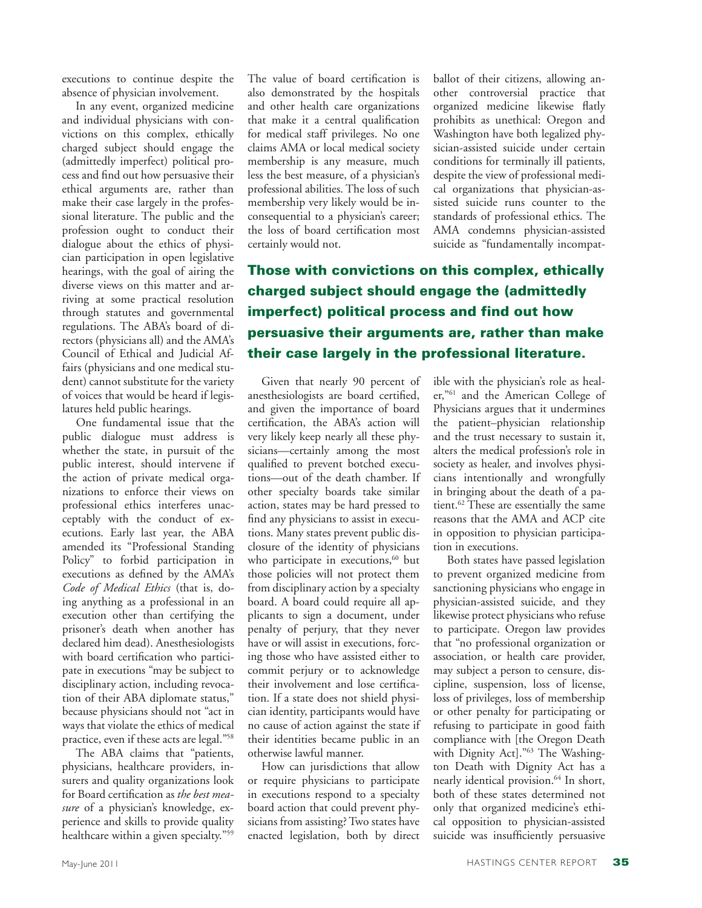executions to continue despite the absence of physician involvement.

In any event, organized medicine and individual physicians with convictions on this complex, ethically charged subject should engage the (admittedly imperfect) political process and find out how persuasive their ethical arguments are, rather than make their case largely in the professional literature. The public and the profession ought to conduct their dialogue about the ethics of physician participation in open legislative hearings, with the goal of airing the diverse views on this matter and arriving at some practical resolution through statutes and governmental regulations. The ABA's board of directors (physicians all) and the AMA's Council of Ethical and Judicial Affairs (physicians and one medical student) cannot substitute for the variety of voices that would be heard if legislatures held public hearings.

One fundamental issue that the public dialogue must address is whether the state, in pursuit of the public interest, should intervene if the action of private medical organizations to enforce their views on professional ethics interferes unacceptably with the conduct of executions. Early last year, the ABA amended its "Professional Standing Policy" to forbid participation in executions as defined by the AMA's *Code of Medical Ethics* (that is, doing anything as a professional in an execution other than certifying the prisoner's death when another has declared him dead). Anesthesiologists with board certification who participate in executions "may be subject to disciplinary action, including revocation of their ABA diplomate status," because physicians should not "act in ways that violate the ethics of medical practice, even if these acts are legal."[58]

The ABA claims that "patients, physicians, healthcare providers, insurers and quality organizations look for Board certification as *the best measure* of a physician's knowledge, experience and skills to provide quality healthcare within a given specialty."[59] The value of board certification is also demonstrated by the hospitals and other health care organizations that make it a central qualification for medical staff privileges. No one claims AMA or local medical society membership is any measure, much less the best measure, of a physician's professional abilities. The loss of such membership very likely would be inconsequential to a physician's career; the loss of board certification most certainly would not.

**Those with convictions on this complex, ethically charged subject should engage the (admittedly imperfect) political process and find out how persuasive their arguments are, rather than make their case largely in the professional literature.**

Given that nearly 90 percent of anesthesiologists are board certified, and given the importance of board certification, the ABA's action will very likely keep nearly all these physicians—certainly among the most qualified to prevent botched executions—out of the death chamber. If other specialty boards take similar action, states may be hard pressed to find any physicians to assist in executions. Many states prevent public disclosure of the identity of physicians who participate in executions,[60] but those policies will not protect them from disciplinary action by a specialty board. A board could require all applicants to sign a document, under penalty of perjury, that they never have or will assist in executions, forcing those who have assisted either to commit perjury or to acknowledge their involvement and lose certification. If a state does not shield physician identity, participants would have no cause of action against the state if their identities became public in an otherwise lawful manner.

How can jurisdictions that allow or require physicians to participate in executions respond to a specialty board action that could prevent physicians from assisting? Two states have enacted legislation, both by direct ballot of their citizens, allowing another controversial practice that organized medicine likewise flatly prohibits as unethical: Oregon and Washington have both legalized physician-assisted suicide under certain conditions for terminally ill patients, despite the view of professional medical organizations that physician-assisted suicide runs counter to the standards of professional ethics. The AMA condemns physician-assisted suicide as "fundamentally incompatible with the physician's role as healer,"[61] and the American College of Physicians argues that it undermines the patient–physician relationship and the trust necessary to sustain it, alters the medical profession's role in society as healer, and involves physicians intentionally and wrongfully in bringing about the death of a patient.[62] These are essentially the same reasons that the AMA and ACP cite in opposition to physician participation in executions.

Both states have passed legislation to prevent organized medicine from sanctioning physicians who engage in physician-assisted suicide, and they likewise protect physicians who refuse to participate. Oregon law provides that "no professional organization or association, or health care provider, may subject a person to censure, discipline, suspension, loss of license, loss of privileges, loss of membership or other penalty for participating or refusing to participate in good faith compliance with [the Oregon Death with Dignity Act]."[63] The Washington Death with Dignity Act has a nearly identical provision.[64] In short, both of these states determined not only that organized medicine's ethical opposition to physician-assisted suicide was insufficiently persuasive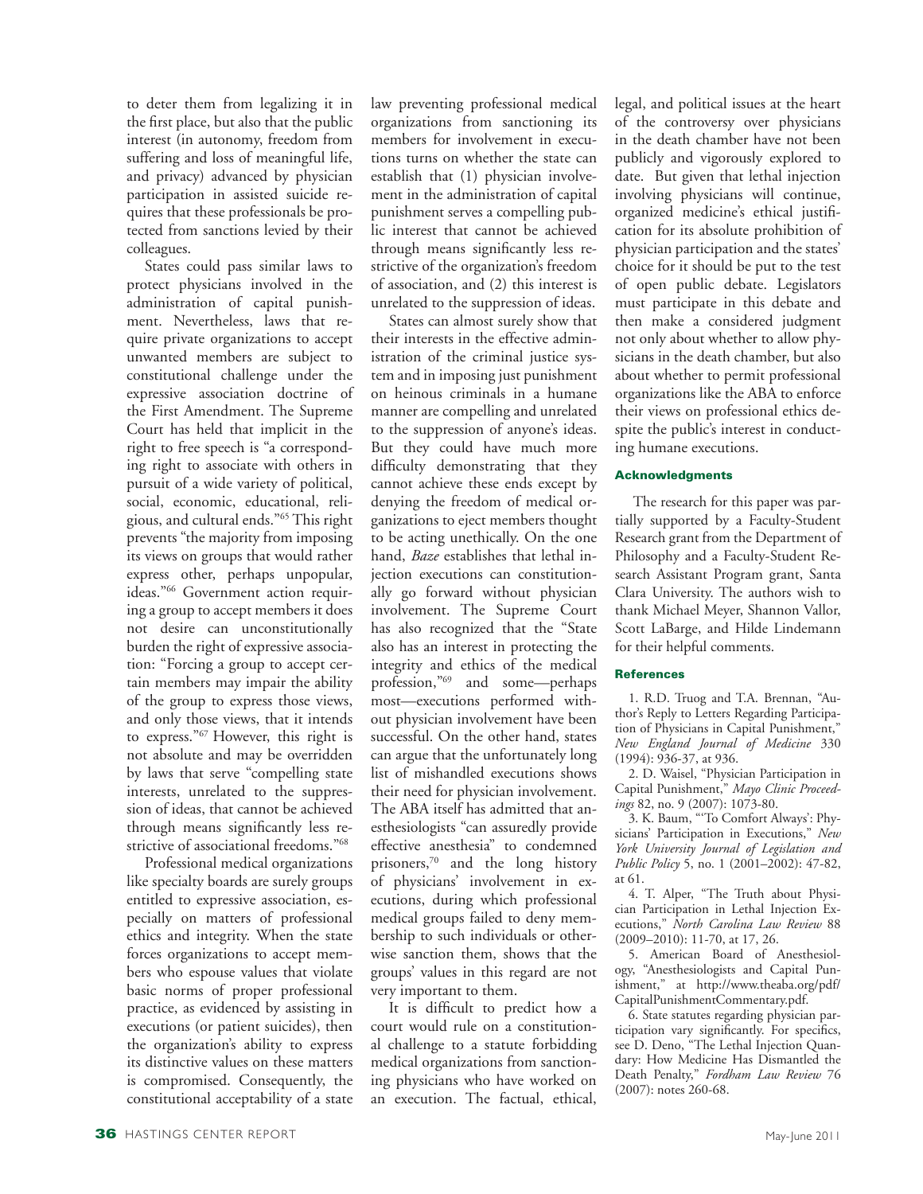to deter them from legalizing it in the first place, but also that the public interest (in autonomy, freedom from suffering and loss of meaningful life, and privacy) advanced by physician participation in assisted suicide requires that these professionals be protected from sanctions levied by their colleagues.

States could pass similar laws to protect physicians involved in the administration of capital punishment. Nevertheless, laws that require private organizations to accept unwanted members are subject to constitutional challenge under the expressive association doctrine of the First Amendment. The Supreme Court has held that implicit in the right to free speech is "a corresponding right to associate with others in pursuit of a wide variety of political, social, economic, educational, religious, and cultural ends."[65] This right prevents "the majority from imposing its views on groups that would rather express other, perhaps unpopular, ideas."[66] Government action requiring a group to accept members it does not desire can unconstitutionally burden the right of expressive association: "Forcing a group to accept certain members may impair the ability of the group to express those views, and only those views, that it intends to express."[67] However, this right is not absolute and may be overridden by laws that serve "compelling state interests, unrelated to the suppression of ideas, that cannot be achieved through means significantly less restrictive of associational freedoms."[68]

Professional medical organizations like specialty boards are surely groups entitled to expressive association, especially on matters of professional ethics and integrity. When the state forces organizations to accept members who espouse values that violate basic norms of proper professional practice, as evidenced by assisting in executions (or patient suicides), then the organization's ability to express its distinctive values on these matters is compromised. Consequently, the constitutional acceptability of a state law preventing professional medical organizations from sanctioning its members for involvement in executions turns on whether the state can establish that (1) physician involvement in the administration of capital punishment serves a compelling public interest that cannot be achieved through means significantly less restrictive of the organization's freedom of association, and (2) this interest is unrelated to the suppression of ideas.

States can almost surely show that their interests in the effective administration of the criminal justice system and in imposing just punishment on heinous criminals in a humane manner are compelling and unrelated to the suppression of anyone's ideas. But they could have much more difficulty demonstrating that they cannot achieve these ends except by denying the freedom of medical organizations to eject members thought to be acting unethically. On the one hand, *Baze* establishes that lethal injection executions can constitutionally go forward without physician involvement. The Supreme Court has also recognized that the "State also has an interest in protecting the integrity and ethics of the medical profession,"[69] and some—perhaps most—executions performed without physician involvement have been successful. On the other hand, states can argue that the unfortunately long list of mishandled executions shows their need for physician involvement. The ABA itself has admitted that anesthesiologists "can assuredly provide effective anesthesia" to condemned prisoners,[70] and the long history of physicians' involvement in executions, during which professional medical groups failed to deny membership to such individuals or otherwise sanction them, shows that the groups' values in this regard are not very important to them.

It is difficult to predict how a court would rule on a constitutional challenge to a statute forbidding medical organizations from sanctioning physicians who have worked on an execution. The factual, ethical, legal, and political issues at the heart of the controversy over physicians in the death chamber have not been publicly and vigorously explored to date. But given that lethal injection involving physicians will continue, organized medicine's ethical justification for its absolute prohibition of physician participation and the states' choice for it should be put to the test of open public debate. Legislators must participate in this debate and then make a considered judgment not only about whether to allow physicians in the death chamber, but also about whether to permit professional organizations like the ABA to enforce their views on professional ethics despite the public's interest in conducting humane executions.

#### Acknowledgments

The research for this paper was partially supported by a Faculty-Student Research grant from the Department of Philosophy and a Faculty-Student Research Assistant Program grant, Santa Clara University. The authors wish to thank Michael Meyer, Shannon Vallor, Scott LaBarge, and Hilde Lindemann for their helpful comments.

#### References

1. R.D. Truog and T.A. Brennan, "Author's Reply to Letters Regarding Participation of Physicians in Capital Punishment," *New England Journal of Medicine* 330 (1994): 936-37, at 936.
2. D. Waisel, "Physician Participation in Capital Punishment," *Mayo Clinic Proceedings* 82, no. 9 (2007): 1073-80.
3. K. Baum, "'To Comfort Always': Physicians' Participation in Executions," *New York University Journal of Legislation and Public Policy* 5, no. 1 (2001–2002): 47-82, at 61.
4. T. Alper, "The Truth about Physician Participation in Lethal Injection Executions," *North Carolina Law Review* 88 (2009–2010): 11-70, at 17, 26.
5. American Board of Anesthesiology, "Anesthesiologists and Capital Punishment," at http://www.theaba.org/pdf/CapitalPunishmentCommentary.pdf.
6. State statutes regarding physician participation vary significantly. For specifics, see D. Deno, "The Lethal Injection Quandary: How Medicine Has Dismantled the Death Penalty," *Fordham Law Review* 76 (2007): notes 260-68.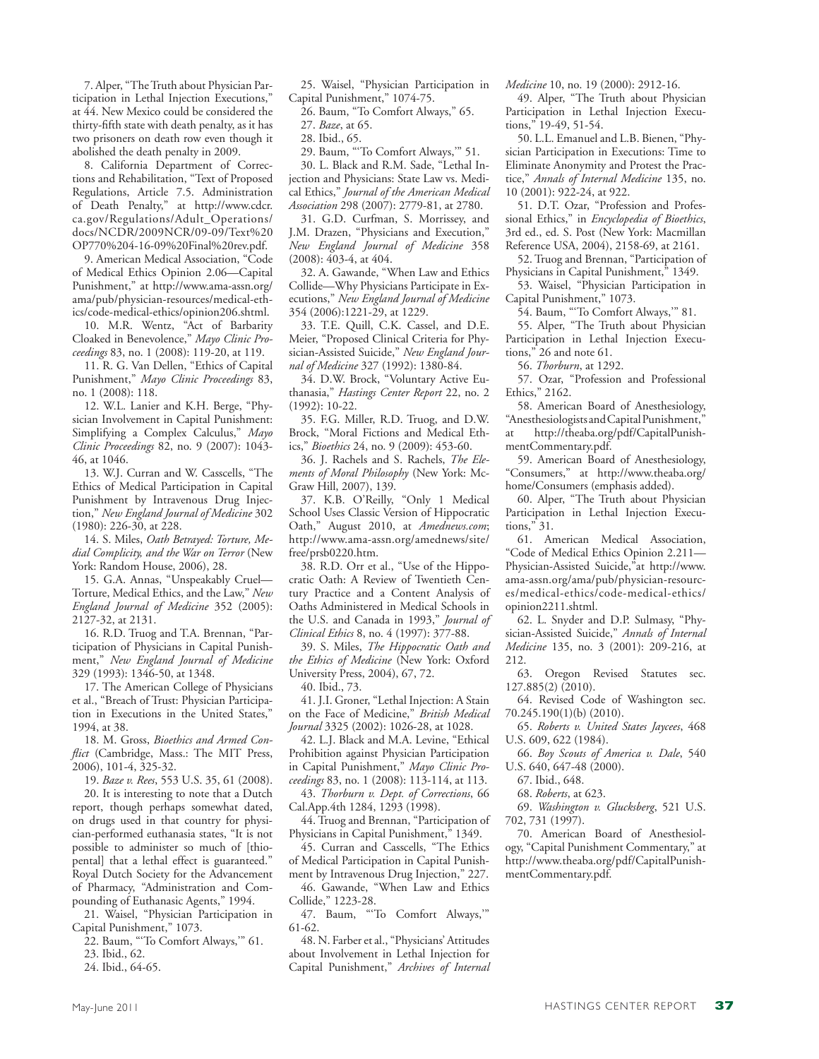7. Alper, "The Truth about Physician Participation in Lethal Injection Executions," at 44. New Mexico could be considered the thirty-fifth state with death penalty, as it has two prisoners on death row even though it abolished the death penalty in 2009.

8. California Department of Corrections and Rehabilitation, "Text of Proposed Regulations, Article 7.5. Administration of Death Penalty," at http://www.cdcr.ca.gov/Regulations/Adult_Operations/docs/NCDR/2009NCR/09-09/Text%20OP770%204-16-09%20Final%20rev.pdf.

9. American Medical Association, "Code of Medical Ethics Opinion 2.06—Capital Punishment," at http://www.ama-assn.org/ama/pub/physician-resources/medical-ethics/code-medical-ethics/opinion206.shtml.

10. M.R. Wentz, "Act of Barbarity Cloaked in Benevolence," *Mayo Clinic Proceedings* 83, no. 1 (2008): 119-20, at 119.

11. R. G. Van Dellen, "Ethics of Capital Punishment," *Mayo Clinic Proceedings* 83, no. 1 (2008): 118.

12. W.L. Lanier and K.H. Berge, "Physician Involvement in Capital Punishment: Simplifying a Complex Calculus," *Mayo Clinic Proceedings* 82, no. 9 (2007): 1043-46, at 1046.

13. W.J. Curran and W. Casscells, "The Ethics of Medical Participation in Capital Punishment by Intravenous Drug Injection," *New England Journal of Medicine* 302 (1980): 226-30, at 228.

14. S. Miles, *Oath Betrayed: Torture, Medial Complicity, and the War on Terror* (New York: Random House, 2006), 28.

15. G.A. Annas, "Unspeakably Cruel—Torture, Medical Ethics, and the Law," *New England Journal of Medicine* 352 (2005): 2127-32, at 2131.

16. R.D. Truog and T.A. Brennan, "Participation of Physicians in Capital Punishment," *New England Journal of Medicine* 329 (1993): 1346-50, at 1348.

17. The American College of Physicians et al., "Breach of Trust: Physician Participation in Executions in the United States," 1994, at 38.

18. M. Gross, *Bioethics and Armed Conflict* (Cambridge, Mass.: The MIT Press, 2006), 101-4, 325-32.

19. *Baze v. Rees*, 553 U.S. 35, 61 (2008).

20. It is interesting to note that a Dutch report, though perhaps somewhat dated, on drugs used in that country for physician-performed euthanasia states, "It is not possible to administer so much of [thiopental] that a lethal effect is guaranteed." Royal Dutch Society for the Advancement of Pharmacy, "Administration and Compounding of Euthanasic Agents," 1994.

21. Waisel, "Physician Participation in Capital Punishment," 1073.

22. Baum, "'To Comfort Always,'" 61.

23. Ibid., 62.

24. Ibid., 64-65.

25. Waisel, "Physician Participation in Capital Punishment," 1074-75.

26. Baum, "To Comfort Always," 65.

27. *Baze*, at 65.

28. Ibid., 65.

29. Baum, "'To Comfort Always,'" 51.

30. L. Black and R.M. Sade, "Lethal Injection and Physicians: State Law vs. Medical Ethics," *Journal of the American Medical Association* 298 (2007): 2779-81, at 2780.

31. G.D. Curfman, S. Morrissey, and J.M. Drazen, "Physicians and Execution," *New England Journal of Medicine* 358 (2008): 403-4, at 404.

32. A. Gawande, "When Law and Ethics Collide—Why Physicians Participate in Executions," *New England Journal of Medicine* 354 (2006):1221-29, at 1229.

33. T.E. Quill, C.K. Cassel, and D.E. Meier, "Proposed Clinical Criteria for Physician-Assisted Suicide," *New England Journal of Medicine* 327 (1992): 1380-84.

34. D.W. Brock, "Voluntary Active Euthanasia," *Hastings Center Report* 22, no. 2 (1992): 10-22.

35. F.G. Miller, R.D. Truog, and D.W. Brock, "Moral Fictions and Medical Ethics," *Bioethics* 24, no. 9 (2009): 453-60.

36. J. Rachels and S. Rachels, *The Elements of Moral Philosophy* (New York: McGraw Hill, 2007), 139.

37. K.B. O'Reilly, "Only 1 Medical School Uses Classic Version of Hippocratic Oath," August 2010, at *Amednews.com*; http://www.ama-assn.org/amednews/site/free/prsb0220.htm.

38. R.D. Orr et al., "Use of the Hippocratic Oath: A Review of Twentieth Century Practice and a Content Analysis of Oaths Administered in Medical Schools in the U.S. and Canada in 1993," *Journal of Clinical Ethics* 8, no. 4 (1997): 377-88.

39. S. Miles, *The Hippocratic Oath and the Ethics of Medicine* (New York: Oxford University Press, 2004), 67, 72.

40. Ibid., 73.

41. J.I. Groner, "Lethal Injection: A Stain on the Face of Medicine," *British Medical Journal* 3325 (2002): 1026-28, at 1028.

42. L.J. Black and M.A. Levine, "Ethical Prohibition against Physician Participation in Capital Punishment," *Mayo Clinic Proceedings* 83, no. 1 (2008): 113-114, at 113.

43. *Thorburn v. Dept. of Corrections*, 66 Cal.App.4th 1284, 1293 (1998).

44. Truog and Brennan, "Participation of Physicians in Capital Punishment," 1349.

45. Curran and Casscells, "The Ethics of Medical Participation in Capital Punishment by Intravenous Drug Injection," 227.

46. Gawande, "When Law and Ethics Collide," 1223-28.

47. Baum, "'To Comfort Always,'" 61-62.

48. N. Farber et al., "Physicians' Attitudes about Involvement in Lethal Injection for Capital Punishment," *Archives of Internal Medicine* 10, no. 19 (2000): 2912-16.

49. Alper, "The Truth about Physician Participation in Lethal Injection Executions," 19-49, 51-54.

50. L.L. Emanuel and L.B. Bienen, "Physician Participation in Executions: Time to Eliminate Anonymity and Protest the Practice," *Annals of Internal Medicine* 135, no. 10 (2001): 922-24, at 922.

51. D.T. Ozar, "Profession and Professional Ethics," in *Encyclopedia of Bioethics*, 3rd ed., ed. S. Post (New York: Macmillan Reference USA, 2004), 2158-69, at 2161.

52. Truog and Brennan, "Participation of Physicians in Capital Punishment," 1349.

53. Waisel, "Physician Participation in Capital Punishment," 1073.

54. Baum, "'To Comfort Always,'" 81.

55. Alper, "The Truth about Physician Participation in Lethal Injection Executions," 26 and note 61.

56. *Thorburn*, at 1292.

57. Ozar, "Profession and Professional Ethics," 2162.

58. American Board of Anesthesiology, "Anesthesiologists and Capital Punishment," at http://theaba.org/pdf/CapitalPunishmentCommentary.pdf.

59. American Board of Anesthesiology, "Consumers," at http://www.theaba.org/home/Consumers (emphasis added).

60. Alper, "The Truth about Physician Participation in Lethal Injection Executions," 31.

61. American Medical Association, "Code of Medical Ethics Opinion 2.211—Physician-Assisted Suicide,"at http://www.ama-assn.org/ama/pub/physician-resources/medical-ethics/code-medical-ethics/opinion2211.shtml.

62. L. Snyder and D.P. Sulmasy, "Physician-Assisted Suicide," *Annals of Internal Medicine* 135, no. 3 (2001): 209-216, at 212.

63. Oregon Revised Statutes sec. 127.885(2) (2010).

64. Revised Code of Washington sec. 70.245.190(1)(b) (2010).

65. *Roberts v. United States Jaycees*, 468 U.S. 609, 622 (1984).

66. *Boy Scouts of America v. Dale*, 540 U.S. 640, 647-48 (2000).

67. Ibid., 648.

68. *Roberts*, at 623.

69. *Washington v. Glucksberg*, 521 U.S. 702, 731 (1997).

70. American Board of Anesthesiology, "Capital Punishment Commentary," at http://www.theaba.org/pdf/CapitalPunishmentCommentary.pdf.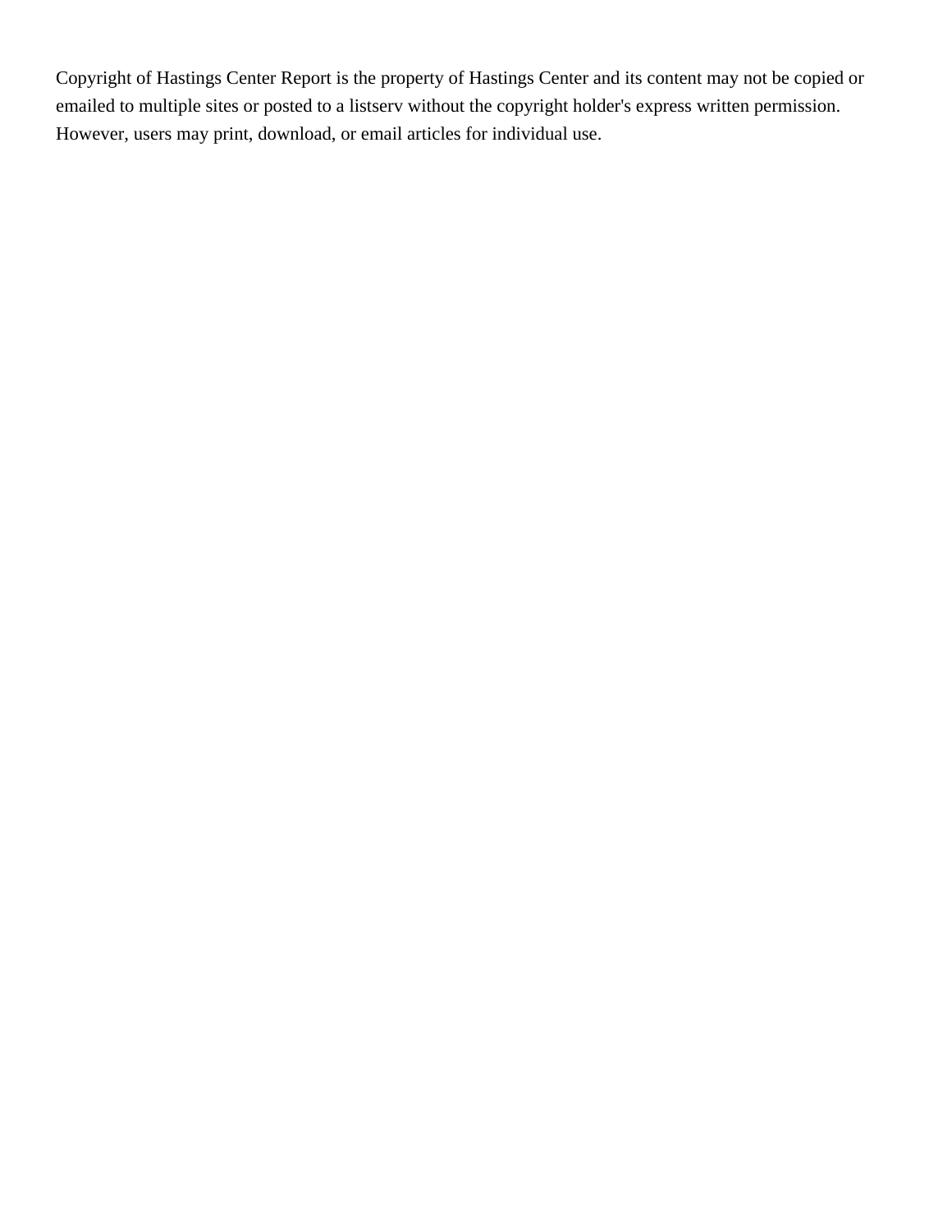Copyright of Hastings Center Report is the property of Hastings Center and its content may not be copied or emailed to multiple sites or posted to a listserv without the copyright holder's express written permission. However, users may print, download, or email articles for individual use.